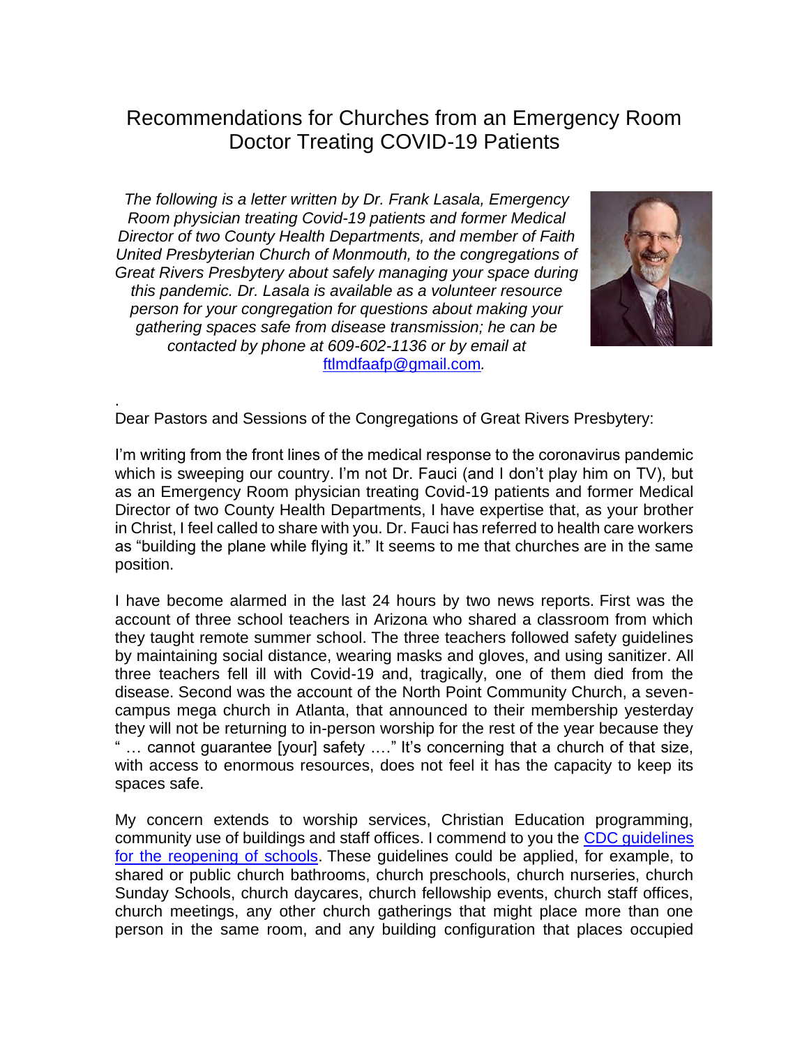# Recommendations for Churches from an Emergency Room Doctor Treating COVID-19 Patients

*The following is a letter written by Dr. Frank Lasala, Emergency Room physician treating Covid-19 patients and former Medical Director of two County Health Departments, and member of Faith United Presbyterian Church of Monmouth, to the congregations of Great Rivers Presbytery about safely managing your space during this pandemic. Dr. Lasala is available as a volunteer resource person for your congregation for questions about making your gathering spaces safe from disease transmission; he can be contacted by phone at 609-602-1136 or by email at ftlmdfaafp@gmail.com.*

Dear Pastors and Sessions of the Congregations of Great Rivers Presbytery:

I'm writing from the front lines of the medical response to the coronavirus pandemic which is sweeping our country. I'm not Dr. Fauci (and I don't play him on TV), but as an Emergency Room physician treating Covid-19 patients and former Medical Director of two County Health Departments, I have expertise that, as your brother in Christ, I feel called to share with you. Dr. Fauci has referred to health care workers as "building the plane while flying it." It seems to me that churches are in the same position.

I have become alarmed in the last 24 hours by two news reports. First was the account of three school teachers in Arizona who shared a classroom from which they taught remote summer school. The three teachers followed safety guidelines by maintaining social distance, wearing masks and gloves, and using sanitizer. All three teachers fell ill with Covid-19 and, tragically, one of them died from the disease. Second was the account of the North Point Community Church, a seven-campus mega church in Atlanta, that announced to their membership yesterday they will not be returning to in-person worship for the rest of the year because they " … cannot guarantee [your] safety …." It's concerning that a church of that size, with access to enormous resources, does not feel it has the capacity to keep its spaces safe.

My concern extends to worship services, Christian Education programming, community use of buildings and staff offices. I commend to you the CDC guidelines for the reopening of schools. These guidelines could be applied, for example, to shared or public church bathrooms, church preschools, church nurseries, church Sunday Schools, church daycares, church fellowship events, church staff offices, church meetings, any other church gatherings that might place more than one person in the same room, and any building configuration that places occupied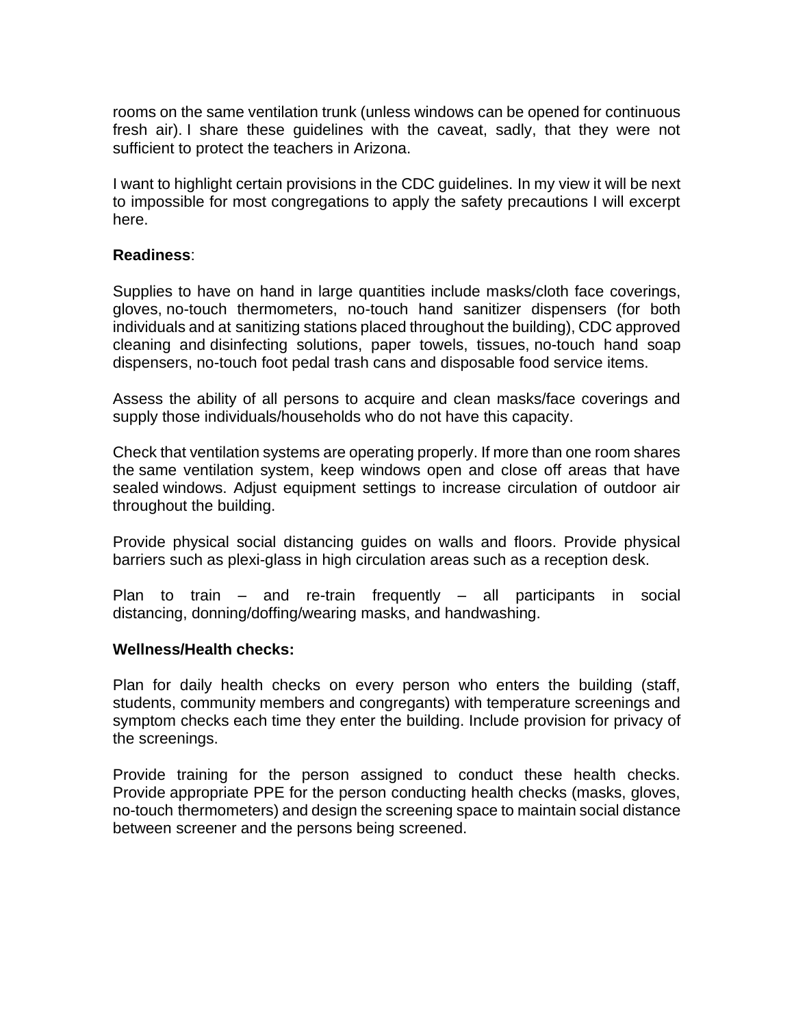rooms on the same ventilation trunk (unless windows can be opened for continuous fresh air). I share these guidelines with the caveat, sadly, that they were not sufficient to protect the teachers in Arizona.

I want to highlight certain provisions in the CDC guidelines. In my view it will be next to impossible for most congregations to apply the safety precautions I will excerpt here.

**Readiness**:

Supplies to have on hand in large quantities include masks/cloth face coverings, gloves, no-touch thermometers, no-touch hand sanitizer dispensers (for both individuals and at sanitizing stations placed throughout the building), CDC approved cleaning and disinfecting solutions, paper towels, tissues, no-touch hand soap dispensers, no-touch foot pedal trash cans and disposable food service items.

Assess the ability of all persons to acquire and clean masks/face coverings and supply those individuals/households who do not have this capacity.

Check that ventilation systems are operating properly. If more than one room shares the same ventilation system, keep windows open and close off areas that have sealed windows. Adjust equipment settings to increase circulation of outdoor air throughout the building.

Provide physical social distancing guides on walls and floors. Provide physical barriers such as plexi-glass in high circulation areas such as a reception desk.

Plan to train – and re-train frequently – all participants in social distancing, donning/doffing/wearing masks, and handwashing.

**Wellness/Health checks:**

Plan for daily health checks on every person who enters the building (staff, students, community members and congregants) with temperature screenings and symptom checks each time they enter the building. Include provision for privacy of the screenings.

Provide training for the person assigned to conduct these health checks. Provide appropriate PPE for the person conducting health checks (masks, gloves, no-touch thermometers) and design the screening space to maintain social distance between screener and the persons being screened.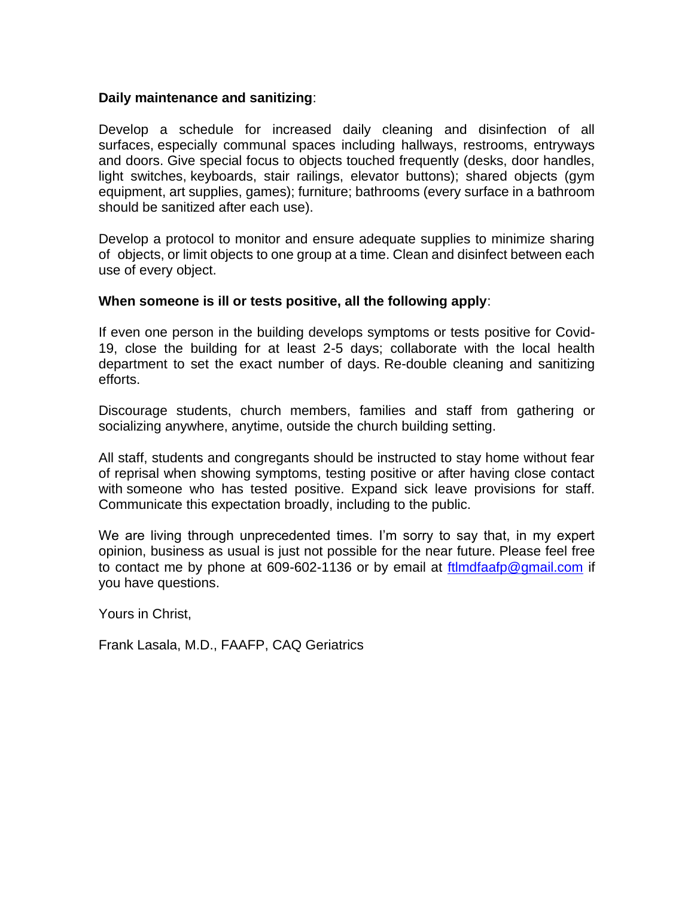**Daily maintenance and sanitizing**:

Develop a schedule for increased daily cleaning and disinfection of all surfaces, especially communal spaces including hallways, restrooms, entryways and doors. Give special focus to objects touched frequently (desks, door handles, light switches, keyboards, stair railings, elevator buttons); shared objects (gym equipment, art supplies, games); furniture; bathrooms (every surface in a bathroom should be sanitized after each use).

Develop a protocol to monitor and ensure adequate supplies to minimize sharing of objects, or limit objects to one group at a time. Clean and disinfect between each use of every object.

**When someone is ill or tests positive, all the following apply**:

If even one person in the building develops symptoms or tests positive for Covid-19, close the building for at least 2-5 days; collaborate with the local health department to set the exact number of days. Re-double cleaning and sanitizing efforts.

Discourage students, church members, families and staff from gathering or socializing anywhere, anytime, outside the church building setting.

All staff, students and congregants should be instructed to stay home without fear of reprisal when showing symptoms, testing positive or after having close contact with someone who has tested positive. Expand sick leave provisions for staff. Communicate this expectation broadly, including to the public.

We are living through unprecedented times. I'm sorry to say that, in my expert opinion, business as usual is just not possible for the near future. Please feel free to contact me by phone at 609-602-1136 or by email at [ftlmdfaafp@gmail.com](mailto:ftlmdfaafp@gmail.com) if you have questions.

Yours in Christ,

Frank Lasala, M.D., FAAFP, CAQ Geriatrics